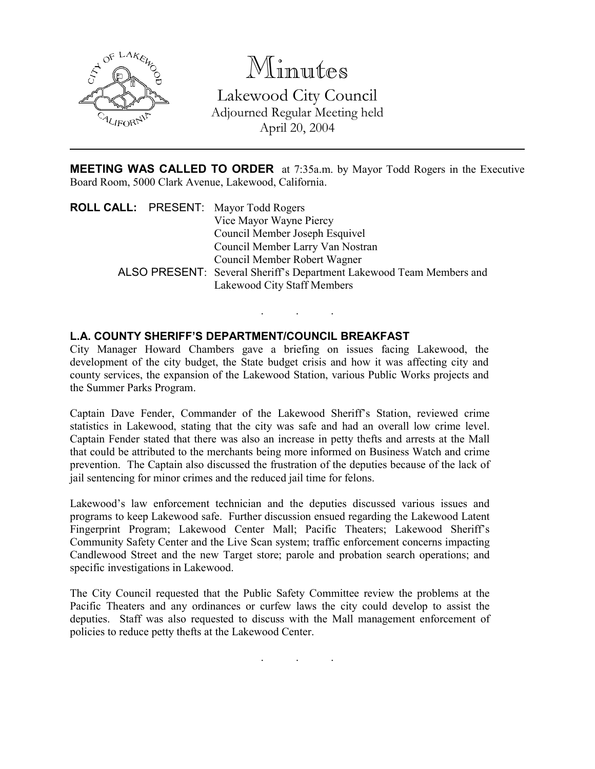# Minutes

Lakewood City Council
Adjourned Regular Meeting held
April 20, 2004

---

**MEETING WAS CALLED TO ORDER** at 7:35a.m. by Mayor Todd Rogers in the Executive Board Room, 5000 Clark Avenue, Lakewood, California.

**ROLL CALL:** PRESENT: Mayor Todd Rogers
Vice Mayor Wayne Piercy
Council Member Joseph Esquivel
Council Member Larry Van Nostran
Council Member Robert Wagner

ALSO PRESENT: Several Sheriff's Department Lakewood Team Members and Lakewood City Staff Members

. . .

### L.A. COUNTY SHERIFF'S DEPARTMENT/COUNCIL BREAKFAST

City Manager Howard Chambers gave a briefing on issues facing Lakewood, the development of the city budget, the State budget crisis and how it was affecting city and county services, the expansion of the Lakewood Station, various Public Works projects and the Summer Parks Program.

Captain Dave Fender, Commander of the Lakewood Sheriff's Station, reviewed crime statistics in Lakewood, stating that the city was safe and had an overall low crime level. Captain Fender stated that there was also an increase in petty thefts and arrests at the Mall that could be attributed to the merchants being more informed on Business Watch and crime prevention. The Captain also discussed the frustration of the deputies because of the lack of jail sentencing for minor crimes and the reduced jail time for felons.

Lakewood's law enforcement technician and the deputies discussed various issues and programs to keep Lakewood safe. Further discussion ensued regarding the Lakewood Latent Fingerprint Program; Lakewood Center Mall; Pacific Theaters; Lakewood Sheriff's Community Safety Center and the Live Scan system; traffic enforcement concerns impacting Candlewood Street and the new Target store; parole and probation search operations; and specific investigations in Lakewood.

The City Council requested that the Public Safety Committee review the problems at the Pacific Theaters and any ordinances or curfew laws the city could develop to assist the deputies. Staff was also requested to discuss with the Mall management enforcement of policies to reduce petty thefts at the Lakewood Center.

. . .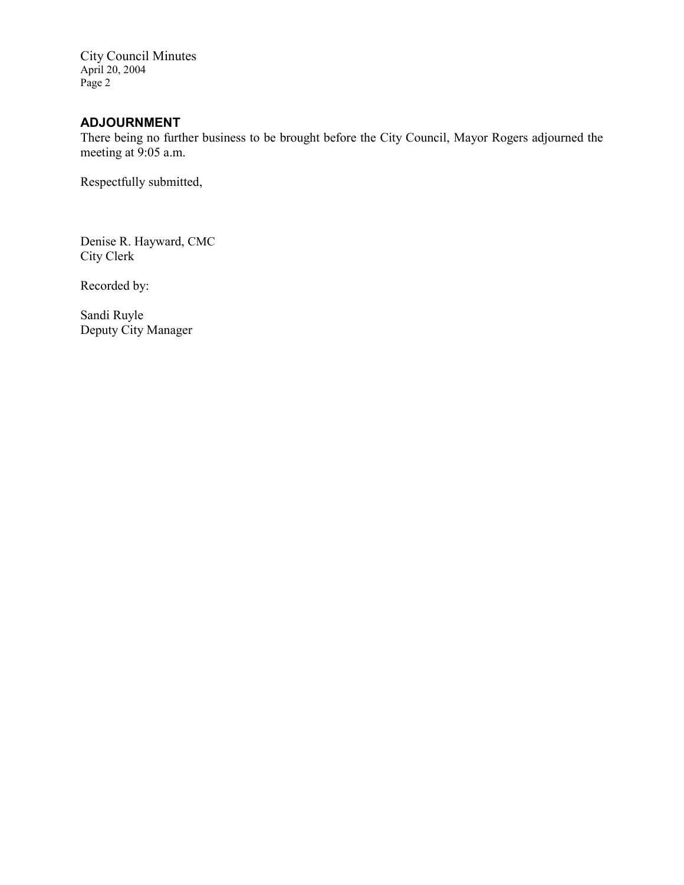## ADJOURNMENT

There being no further business to be brought before the City Council, Mayor Rogers adjourned the meeting at 9:05 a.m.

Respectfully submitted,

Denise R. Hayward, CMC
City Clerk

Recorded by:

Sandi Ruyle
Deputy City Manager